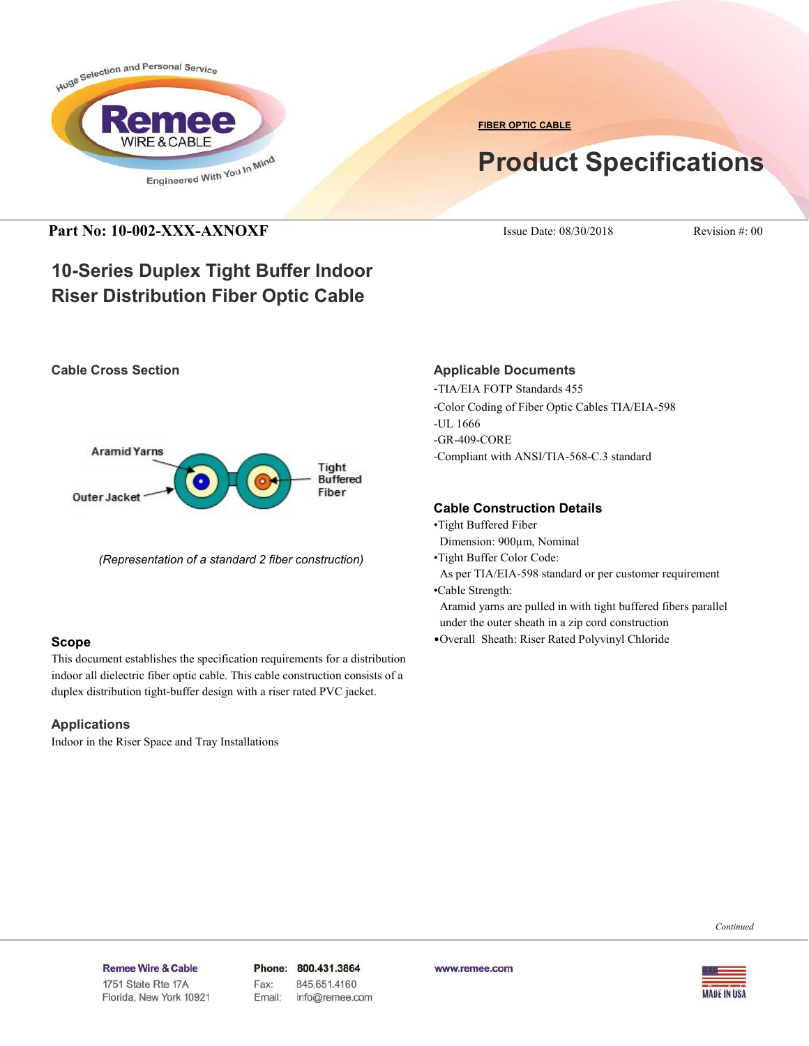FIBER OPTIC CABLE

# Product Specifications

**Part No: 10-002-XXX-AXNOXF** Issue Date: 08/30/2018 Revision #: 00

## 10-Series Duplex Tight Buffer Indoor Riser Distribution Fiber Optic Cable

### Cable Cross Section

Aramid Yarns

Outer Jacket

Tight Buffered Fiber

*(Representation of a standard 2 fiber construction)*

### Scope

This document establishes the specification requirements for a distribution indoor all dielectric fiber optic cable. This cable construction consists of a duplex distribution tight-buffer design with a riser rated PVC jacket.

### Applications

Indoor in the Riser Space and Tray Installations

### Applicable Documents

-TIA/EIA FOTP Standards 455
-Color Coding of Fiber Optic Cables TIA/EIA-598
-UL 1666
-GR-409-CORE
-Compliant with ANSI/TIA-568-C.3 standard

### Cable Construction Details

- Tight Buffered Fiber
  Dimension: 900µm, Nominal
- Tight Buffer Color Code:
  As per TIA/EIA-598 standard or per customer requirement
- Cable Strength:
  Aramid yarns are pulled in with tight buffered fibers parallel under the outer sheath in a zip cord construction
- Overall Sheath: Riser Rated Polyvinyl Chloride

*Continued*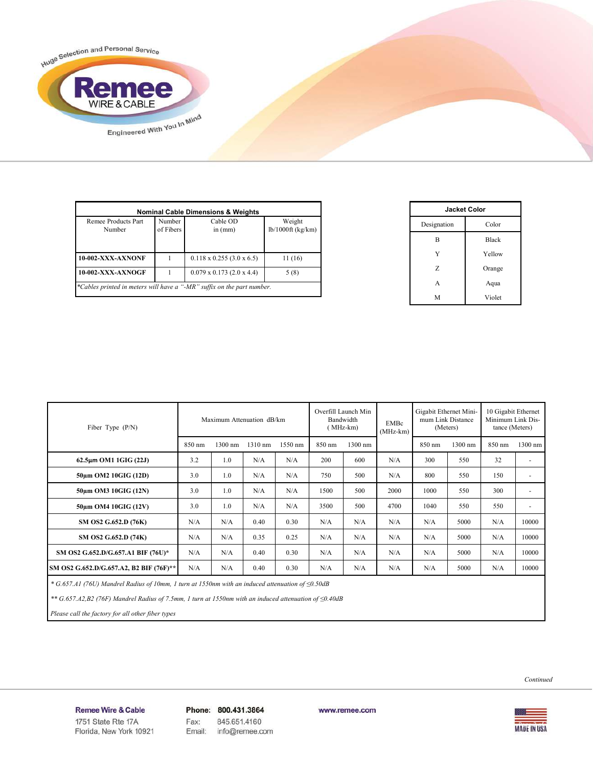| Nominal Cable Dimensions & Weights | | | |
|---|---|---|---|
| Remee Products Part Number | Number of Fibers | Cable OD in (mm) | Weight lb/1000ft (kg/km) |
| **10-002-XXX-AXNONF** | 1 | 0.118 x 0.255 (3.0 x 6.5) | 11 (16) |
| **10-002-XXX-AXNOGF** | 1 | 0.079 x 0.173 (2.0 x 4.4) | 5 (8) |

*\*Cables printed in meters will have a "-MR" suffix on the part number.*

| Jacket Color | |
|---|---|
| Designation | Color |
| B | Black |
| Y | Yellow |
| Z | Orange |
| A | Aqua |
| M | Violet |

| Fiber Type (P/N) | Maximum Attenuation dB/km | | | | Overfill Launch Min Bandwidth (MHz-km) | | EMBc (MHz-km) | Gigabit Ethernet Minimum Link Distance (Meters) | | 10 Gigabit Ethernet Minimum Link Distance (Meters) | |
|---|---|---|---|---|---|---|---|---|---|---|---|
| | 850 nm | 1300 nm | 1310 nm | 1550 nm | 850 nm | 1300 nm | | 850 nm | 1300 nm | 850 nm | 1300 nm |
| **62.5µm OM1 1GIG (22J)** | 3.2 | 1.0 | N/A | N/A | 200 | 600 | N/A | 300 | 550 | 32 | - |
| **50µm OM2 10GIG (12D)** | 3.0 | 1.0 | N/A | N/A | 750 | 500 | N/A | 800 | 550 | 150 | - |
| **50µm OM3 10GIG (12N)** | 3.0 | 1.0 | N/A | N/A | 1500 | 500 | 2000 | 1000 | 550 | 300 | - |
| **50µm OM4 10GIG (12V)** | 3.0 | 1.0 | N/A | N/A | 3500 | 500 | 4700 | 1040 | 550 | 550 | - |
| **SM OS2 G.652.D (76K)** | N/A | N/A | 0.40 | 0.30 | N/A | N/A | N/A | N/A | 5000 | N/A | 10000 |
| **SM OS2 G.652.D (74K)** | N/A | N/A | 0.35 | 0.25 | N/A | N/A | N/A | N/A | 5000 | N/A | 10000 |
| **SM OS2 G.652.D/G.657.A1 BIF (76U)\*** | N/A | N/A | 0.40 | 0.30 | N/A | N/A | N/A | N/A | 5000 | N/A | 10000 |
| **SM OS2 G.652.D/G.657.A2, B2 BIF (76F)\*\*** | N/A | N/A | 0.40 | 0.30 | N/A | N/A | N/A | N/A | 5000 | N/A | 10000 |

*\* G.657.A1 (76U) Mandrel Radius of 10mm, 1 turn at 1550nm with an induced attenuation of ≤0.50dB*

*\*\* G.657.A2,B2 (76F) Mandrel Radius of 7.5mm, 1 turn at 1550nm with an induced attenuation of ≤0.40dB*

*Please call the factory for all other fiber types*

*Continued*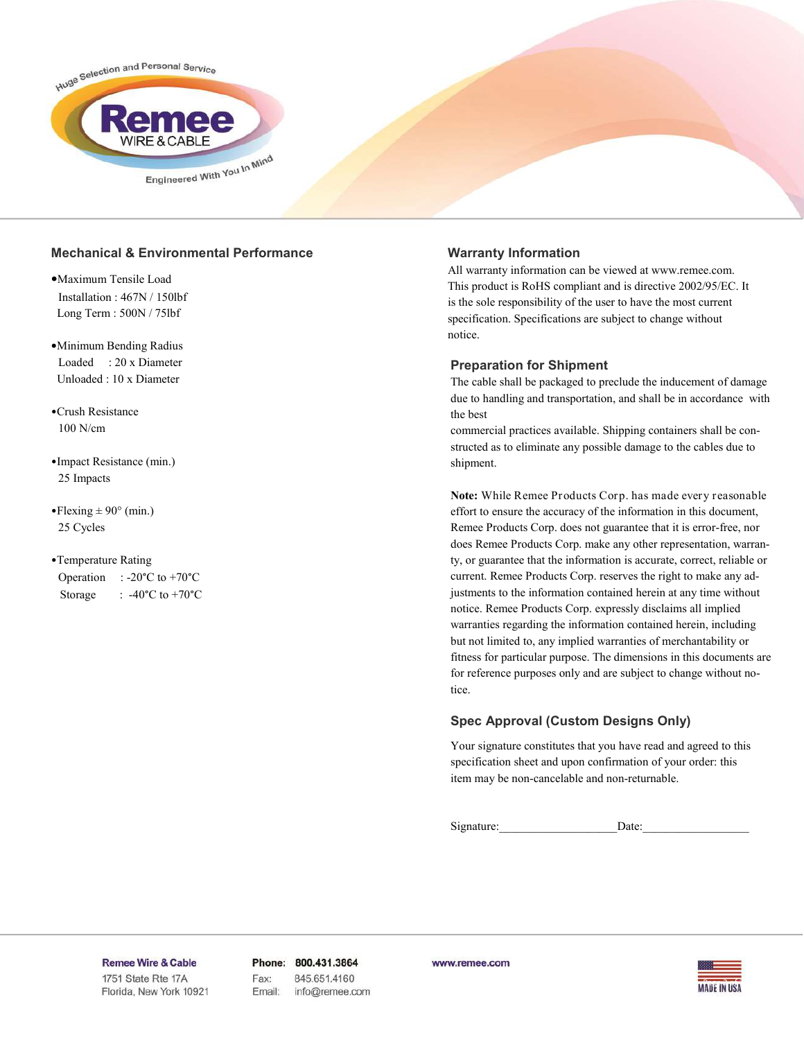## Mechanical & Environmental Performance

- Maximum Tensile Load
  Installation : 467N / 150lbf
  Long Term : 500N / 75lbf

- Minimum Bending Radius
  Loaded : 20 x Diameter
  Unloaded : 10 x Diameter

- Crush Resistance
  100 N/cm

- Impact Resistance (min.)
  25 Impacts

- Flexing ± 90° (min.)
  25 Cycles

- Temperature Rating
  Operation : -20°C to +70°C
  Storage : -40°C to +70°C

## Warranty Information

All warranty information can be viewed at www.remee.com. This product is RoHS compliant and is directive 2002/95/EC. It is the sole responsibility of the user to have the most current specification. Specifications are subject to change without notice.

## Preparation for Shipment

The cable shall be packaged to preclude the inducement of damage due to handling and transportation, and shall be in accordance with the best commercial practices available. Shipping containers shall be constructed as to eliminate any possible damage to the cables due to shipment.

**Note:** While Remee Products Corp. has made every reasonable effort to ensure the accuracy of the information in this document, Remee Products Corp. does not guarantee that it is error-free, nor does Remee Products Corp. make any other representation, warranty, or guarantee that the information is accurate, correct, reliable or current. Remee Products Corp. reserves the right to make any adjustments to the information contained herein at any time without notice. Remee Products Corp. expressly disclaims all implied warranties regarding the information contained herein, including but not limited to, any implied warranties of merchantability or fitness for particular purpose. The dimensions in this documents are for reference purposes only and are subject to change without notice.

## Spec Approval (Custom Designs Only)

Your signature constitutes that you have read and agreed to this specification sheet and upon confirmation of your order: this item may be non-cancelable and non-returnable.

Signature:____________________Date:__________________